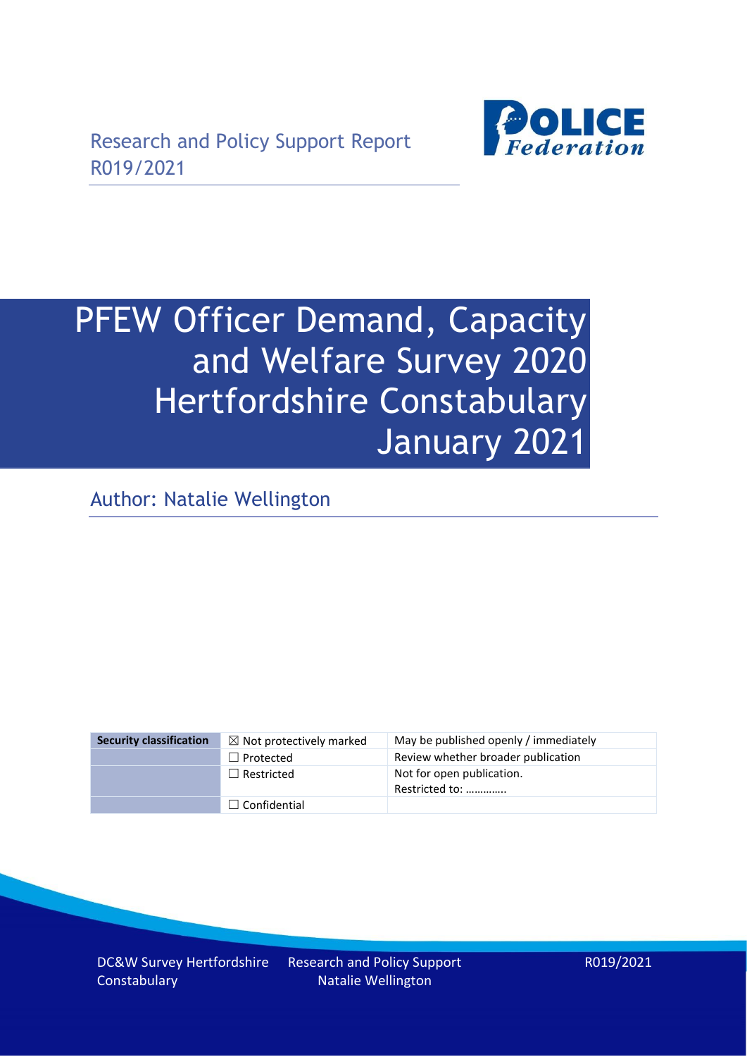Research and Policy Support Report
R019/2021

# PFEW Officer Demand, Capacity and Welfare Survey 2020 Hertfordshire Constabulary January 2021

Author: Natalie Wellington

| Security classification | ☒ Not protectively marked | May be published openly / immediately |
| --- | --- | --- |
| | ☐ Protected | Review whether broader publication |
| | ☐ Restricted | Not for open publication. Restricted to: ………….. |
| | ☐ Confidential | |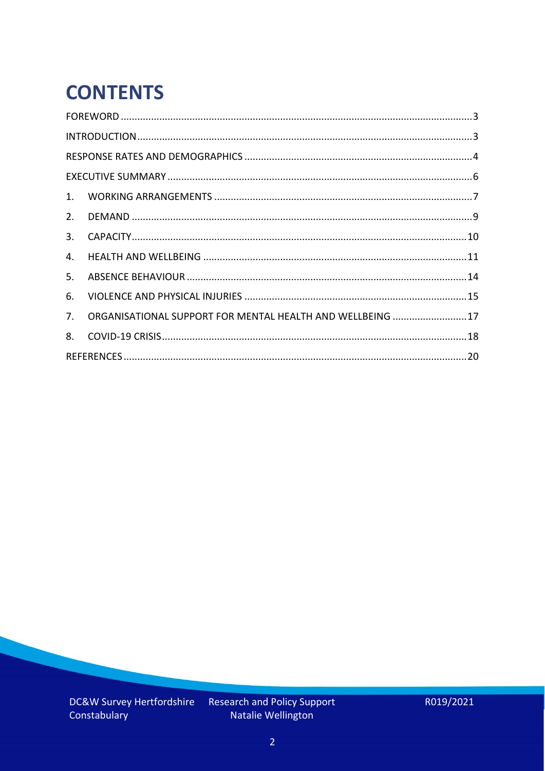# CONTENTS

FOREWORD ....................................................................................................................3

INTRODUCTION ..............................................................................................................3

RESPONSE RATES AND DEMOGRAPHICS ..................................................................................4

EXECUTIVE SUMMARY ....................................................................................................6

1. WORKING ARRANGEMENTS ...........................................................................................7
2. DEMAND ..................................................................................................................9
3. CAPACITY ................................................................................................................10
4. HEALTH AND WELLBEING ...........................................................................................11
5. ABSENCE BEHAVIOUR ................................................................................................14
6. VIOLENCE AND PHYSICAL INJURIES ...............................................................................15
7. ORGANISATIONAL SUPPORT FOR MENTAL HEALTH AND WELLBEING ..........................................17
8. COVID-19 CRISIS ......................................................................................................18

REFERENCES ...............................................................................................................20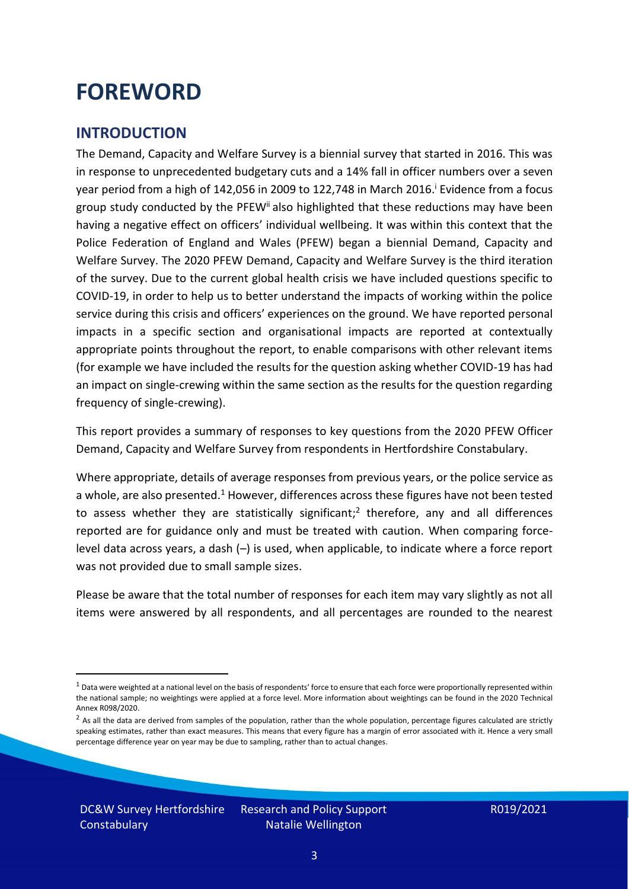# FOREWORD

## INTRODUCTION

The Demand, Capacity and Welfare Survey is a biennial survey that started in 2016. This was in response to unprecedented budgetary cuts and a 14% fall in officer numbers over a seven year period from a high of 142,056 in 2009 to 122,748 in March 2016.[i] Evidence from a focus group study conducted by the PFEW[ii] also highlighted that these reductions may have been having a negative effect on officers' individual wellbeing. It was within this context that the Police Federation of England and Wales (PFEW) began a biennial Demand, Capacity and Welfare Survey. The 2020 PFEW Demand, Capacity and Welfare Survey is the third iteration of the survey. Due to the current global health crisis we have included questions specific to COVID-19, in order to help us to better understand the impacts of working within the police service during this crisis and officers' experiences on the ground. We have reported personal impacts in a specific section and organisational impacts are reported at contextually appropriate points throughout the report, to enable comparisons with other relevant items (for example we have included the results for the question asking whether COVID-19 has had an impact on single-crewing within the same section as the results for the question regarding frequency of single-crewing).

This report provides a summary of responses to key questions from the 2020 PFEW Officer Demand, Capacity and Welfare Survey from respondents in Hertfordshire Constabulary.

Where appropriate, details of average responses from previous years, or the police service as a whole, are also presented.[1] However, differences across these figures have not been tested to assess whether they are statistically significant;[2] therefore, any and all differences reported are for guidance only and must be treated with caution. When comparing force-level data across years, a dash (–) is used, when applicable, to indicate where a force report was not provided due to small sample sizes.

Please be aware that the total number of responses for each item may vary slightly as not all items were answered by all respondents, and all percentages are rounded to the nearest

---

[1] Data were weighted at a national level on the basis of respondents' force to ensure that each force were proportionally represented within the national sample; no weightings were applied at a force level. More information about weightings can be found in the 2020 Technical Annex R098/2020.

[2] As all the data are derived from samples of the population, rather than the whole population, percentage figures calculated are strictly speaking estimates, rather than exact measures. This means that every figure has a margin of error associated with it. Hence a very small percentage difference year on year may be due to sampling, rather than to actual changes.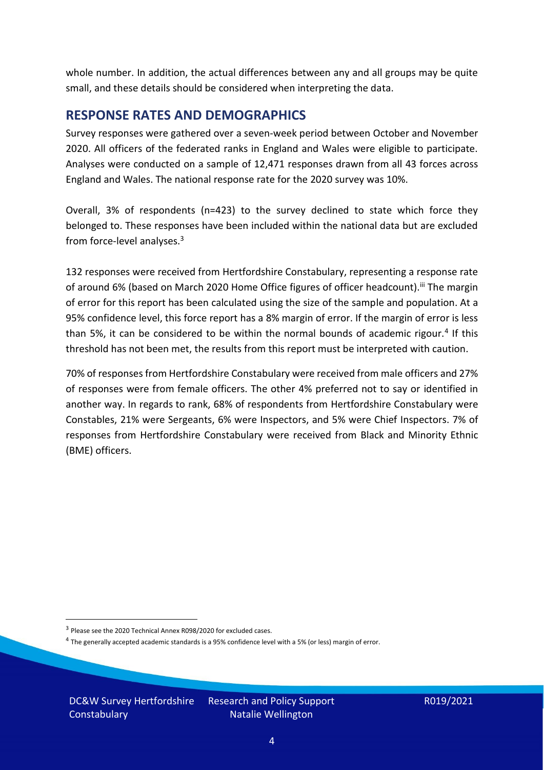whole number. In addition, the actual differences between any and all groups may be quite small, and these details should be considered when interpreting the data.

## RESPONSE RATES AND DEMOGRAPHICS

Survey responses were gathered over a seven-week period between October and November 2020. All officers of the federated ranks in England and Wales were eligible to participate. Analyses were conducted on a sample of 12,471 responses drawn from all 43 forces across England and Wales. The national response rate for the 2020 survey was 10%.

Overall, 3% of respondents (n=423) to the survey declined to state which force they belonged to. These responses have been included within the national data but are excluded from force-level analyses.[3]

132 responses were received from Hertfordshire Constabulary, representing a response rate of around 6% (based on March 2020 Home Office figures of officer headcount).[iii] The margin of error for this report has been calculated using the size of the sample and population. At a 95% confidence level, this force report has a 8% margin of error. If the margin of error is less than 5%, it can be considered to be within the normal bounds of academic rigour.[4] If this threshold has not been met, the results from this report must be interpreted with caution.

70% of responses from Hertfordshire Constabulary were received from male officers and 27% of responses were from female officers. The other 4% preferred not to say or identified in another way. In regards to rank, 68% of respondents from Hertfordshire Constabulary were Constables, 21% were Sergeants, 6% were Inspectors, and 5% were Chief Inspectors. 7% of responses from Hertfordshire Constabulary were received from Black and Minority Ethnic (BME) officers.

[3] Please see the 2020 Technical Annex R098/2020 for excluded cases.

[4] The generally accepted academic standards is a 95% confidence level with a 5% (or less) margin of error.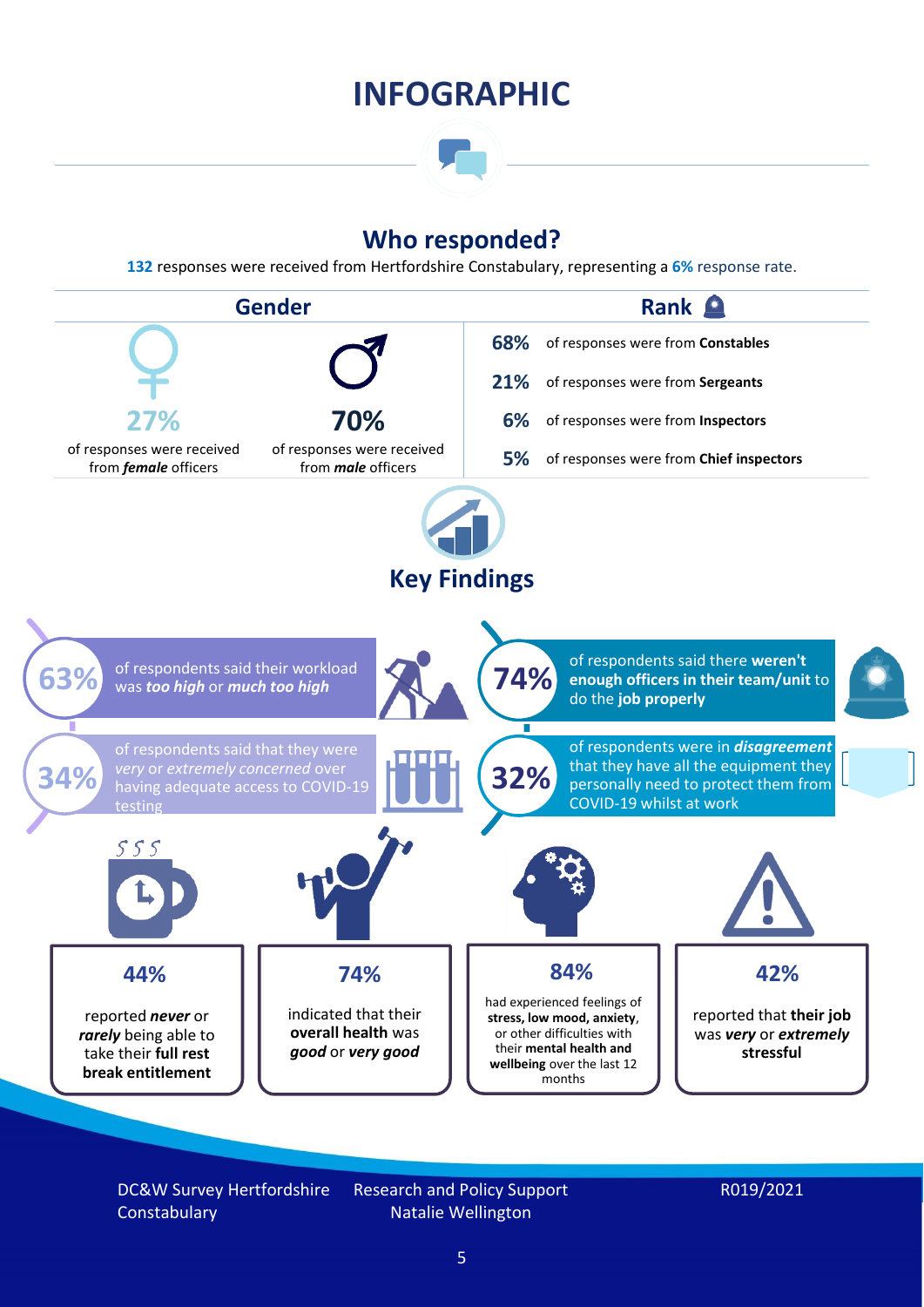# INFOGRAPHIC

## Who responded?

**132** responses were received from Hertfordshire Constabulary, representing a **6%** response rate.

### Gender

**27%** of responses were received from ***female*** officers

**70%** of responses were received from ***male*** officers

### Rank

**68%** of responses were from **Constables**

**21%** of responses were from **Sergeants**

**6%** of responses were from **Inspectors**

**5%** of responses were from **Chief inspectors**

## Key Findings

**63%** of respondents said their workload was ***too high*** or ***much too high***

**74%** of respondents said there **weren't enough officers in their team/unit** to do the **job properly**

**34%** of respondents said that they were *very* or *extremely concerned* over having adequate access to COVID-19 testing

**32%** of respondents were in ***disagreement*** that they have all the equipment they personally need to protect them from COVID-19 whilst at work

**44%** reported ***never*** or ***rarely*** being able to take their **full rest break entitlement**

**74%** indicated that their **overall health** was ***good*** or ***very good***

**84%** had experienced feelings of **stress, low mood, anxiety**, or other difficulties with their **mental health and wellbeing** over the last 12 months

**42%** reported that **their job** was ***very*** or ***extremely*** **stressful**

DC&W Survey Hertfordshire Constabulary | Research and Policy Support Natalie Wellington | R019/2021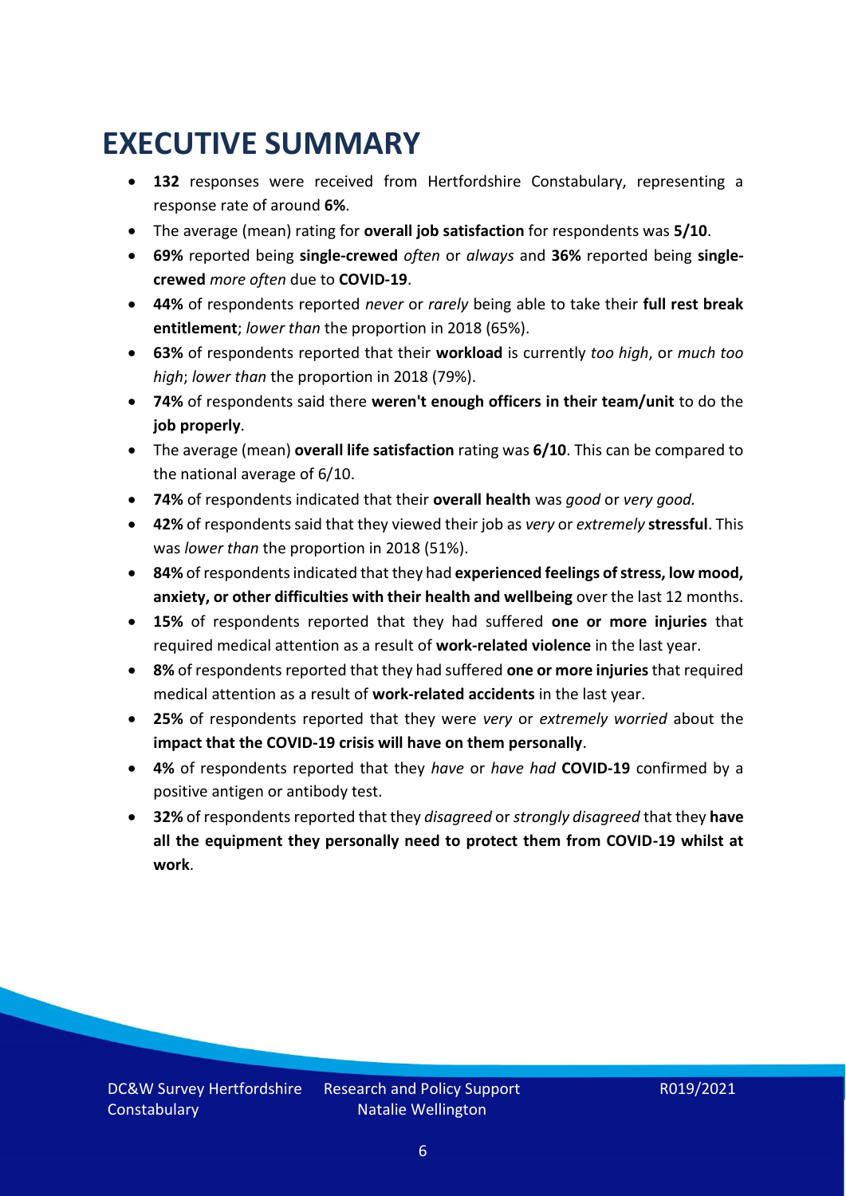# EXECUTIVE SUMMARY

- **132** responses were received from Hertfordshire Constabulary, representing a response rate of around **6%**.
- The average (mean) rating for **overall job satisfaction** for respondents was **5/10**.
- **69%** reported being **single-crewed** *often* or *always* and **36%** reported being **single-crewed** *more often* due to **COVID-19**.
- **44%** of respondents reported *never* or *rarely* being able to take their **full rest break entitlement**; *lower than* the proportion in 2018 (65%).
- **63%** of respondents reported that their **workload** is currently *too high*, or *much too high*; *lower than* the proportion in 2018 (79%).
- **74%** of respondents said there **weren't enough officers in their team/unit** to do the **job properly**.
- The average (mean) **overall life satisfaction** rating was **6/10**. This can be compared to the national average of 6/10.
- **74%** of respondents indicated that their **overall health** was *good* or *very good.*
- **42%** of respondents said that they viewed their job as *very* or *extremely* **stressful**. This was *lower than* the proportion in 2018 (51%).
- **84%** of respondents indicated that they had **experienced feelings of stress, low mood, anxiety, or other difficulties with their health and wellbeing** over the last 12 months.
- **15%** of respondents reported that they had suffered **one or more injuries** that required medical attention as a result of **work-related violence** in the last year.
- **8%** of respondents reported that they had suffered **one or more injuries** that required medical attention as a result of **work-related accidents** in the last year.
- **25%** of respondents reported that they were *very* or *extremely worried* about the **impact that the COVID-19 crisis will have on them personally**.
- **4%** of respondents reported that they *have* or *have had* **COVID-19** confirmed by a positive antigen or antibody test.
- **32%** of respondents reported that they *disagreed* or *strongly disagreed* that they **have all the equipment they personally need to protect them from COVID-19 whilst at work**.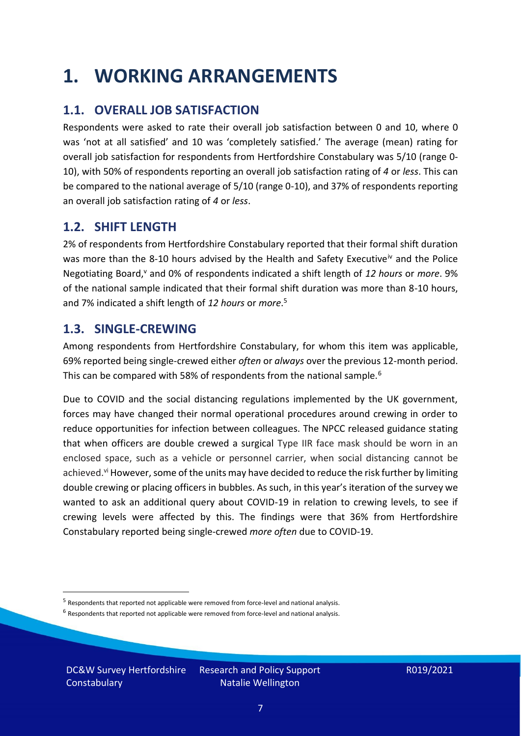# 1. WORKING ARRANGEMENTS

## 1.1. OVERALL JOB SATISFACTION

Respondents were asked to rate their overall job satisfaction between 0 and 10, where 0 was 'not at all satisfied' and 10 was 'completely satisfied.' The average (mean) rating for overall job satisfaction for respondents from Hertfordshire Constabulary was 5/10 (range 0-10), with 50% of respondents reporting an overall job satisfaction rating of *4* or *less*. This can be compared to the national average of 5/10 (range 0-10), and 37% of respondents reporting an overall job satisfaction rating of *4* or *less*.

## 1.2. SHIFT LENGTH

2% of respondents from Hertfordshire Constabulary reported that their formal shift duration was more than the 8-10 hours advised by the Health and Safety Executive[iv] and the Police Negotiating Board,[v] and 0% of respondents indicated a shift length of *12 hours* or *more*. 9% of the national sample indicated that their formal shift duration was more than 8-10 hours, and 7% indicated a shift length of *12 hours* or *more*.[5]

## 1.3. SINGLE-CREWING

Among respondents from Hertfordshire Constabulary, for whom this item was applicable, 69% reported being single-crewed either *often* or *always* over the previous 12-month period. This can be compared with 58% of respondents from the national sample.[6]

Due to COVID and the social distancing regulations implemented by the UK government, forces may have changed their normal operational procedures around crewing in order to reduce opportunities for infection between colleagues. The NPCC released guidance stating that when officers are double crewed a surgical Type IIR face mask should be worn in an enclosed space, such as a vehicle or personnel carrier, when social distancing cannot be achieved.[vi] However, some of the units may have decided to reduce the risk further by limiting double crewing or placing officers in bubbles. As such, in this year's iteration of the survey we wanted to ask an additional query about COVID-19 in relation to crewing levels, to see if crewing levels were affected by this. The findings were that 36% from Hertfordshire Constabulary reported being single-crewed *more often* due to COVID-19.

---

[5] Respondents that reported not applicable were removed from force-level and national analysis.

[6] Respondents that reported not applicable were removed from force-level and national analysis.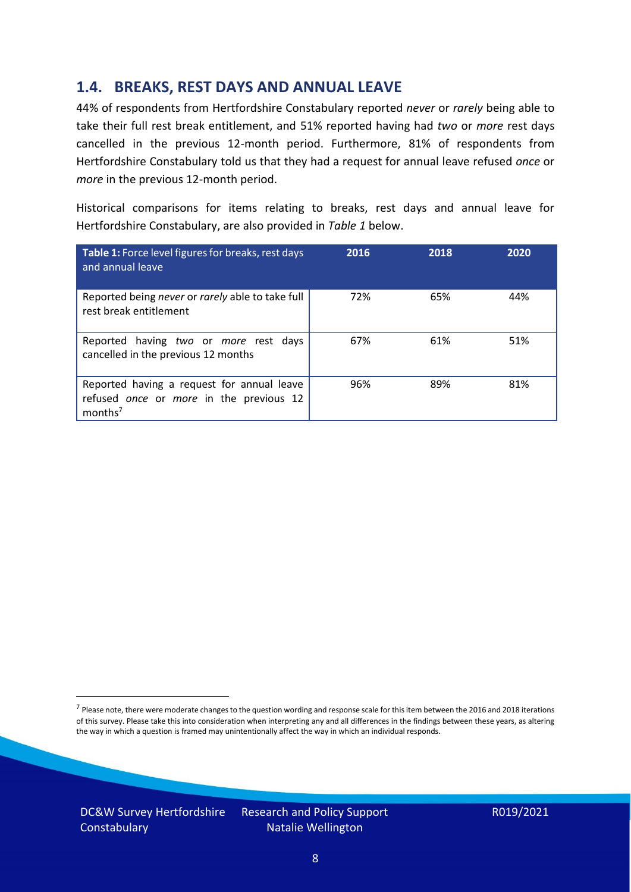## 1.4. BREAKS, REST DAYS AND ANNUAL LEAVE

44% of respondents from Hertfordshire Constabulary reported *never* or *rarely* being able to take their full rest break entitlement, and 51% reported having had *two* or *more* rest days cancelled in the previous 12-month period. Furthermore, 81% of respondents from Hertfordshire Constabulary told us that they had a request for annual leave refused *once* or *more* in the previous 12-month period.

Historical comparisons for items relating to breaks, rest days and annual leave for Hertfordshire Constabulary, are also provided in *Table 1* below.

| **Table 1:** Force level figures for breaks, rest days and annual leave | 2016 | 2018 | 2020 |
|---|---|---|---|
| Reported being *never* or *rarely* able to take full rest break entitlement | 72% | 65% | 44% |
| Reported having *two* or *more* rest days cancelled in the previous 12 months | 67% | 61% | 51% |
| Reported having a request for annual leave refused *once* or *more* in the previous 12 months[7] | 96% | 89% | 81% |

[7] Please note, there were moderate changes to the question wording and response scale for this item between the 2016 and 2018 iterations of this survey. Please take this into consideration when interpreting any and all differences in the findings between these years, as altering the way in which a question is framed may unintentionally affect the way in which an individual responds.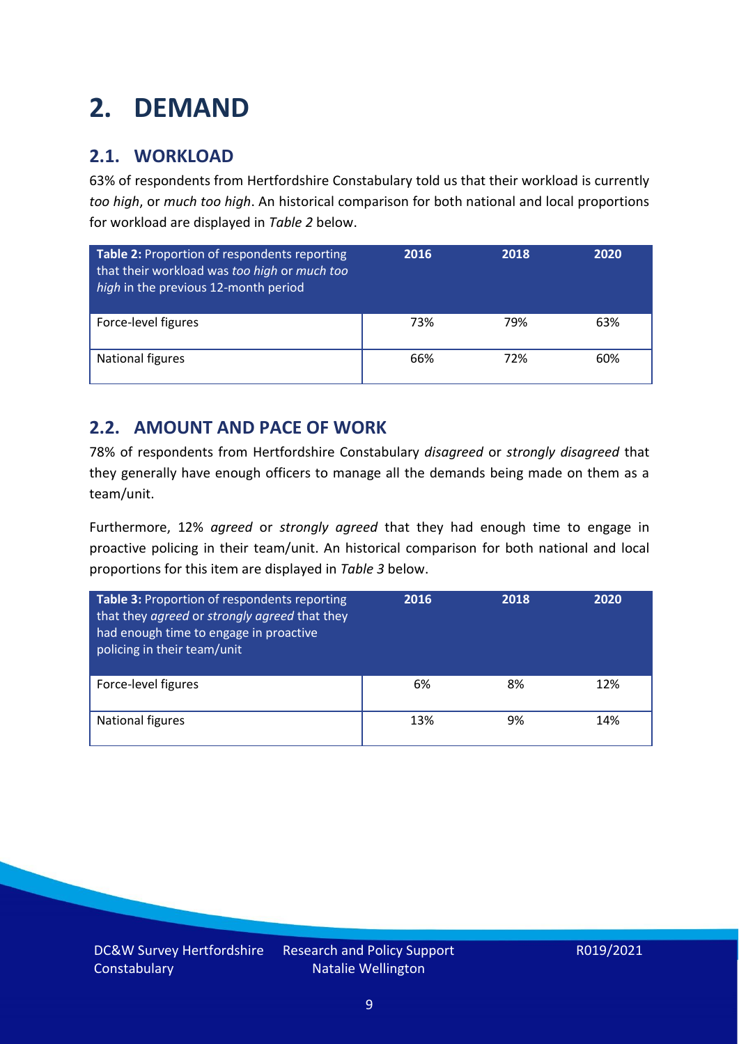# 2. DEMAND

## 2.1. WORKLOAD

63% of respondents from Hertfordshire Constabulary told us that their workload is currently *too high*, or *much too high*. An historical comparison for both national and local proportions for workload are displayed in *Table 2* below.

| **Table 2:** Proportion of respondents reporting that their workload was *too high* or *much too high* in the previous 12-month period | 2016 | 2018 | 2020 |
|---|---|---|---|
| Force-level figures | 73% | 79% | 63% |
| National figures | 66% | 72% | 60% |

## 2.2. AMOUNT AND PACE OF WORK

78% of respondents from Hertfordshire Constabulary *disagreed* or *strongly disagreed* that they generally have enough officers to manage all the demands being made on them as a team/unit.

Furthermore, 12% *agreed* or *strongly agreed* that they had enough time to engage in proactive policing in their team/unit. An historical comparison for both national and local proportions for this item are displayed in *Table 3* below.

| **Table 3:** Proportion of respondents reporting that they *agreed* or *strongly agreed* that they had enough time to engage in proactive policing in their team/unit | 2016 | 2018 | 2020 |
|---|---|---|---|
| Force-level figures | 6% | 8% | 12% |
| National figures | 13% | 9% | 14% |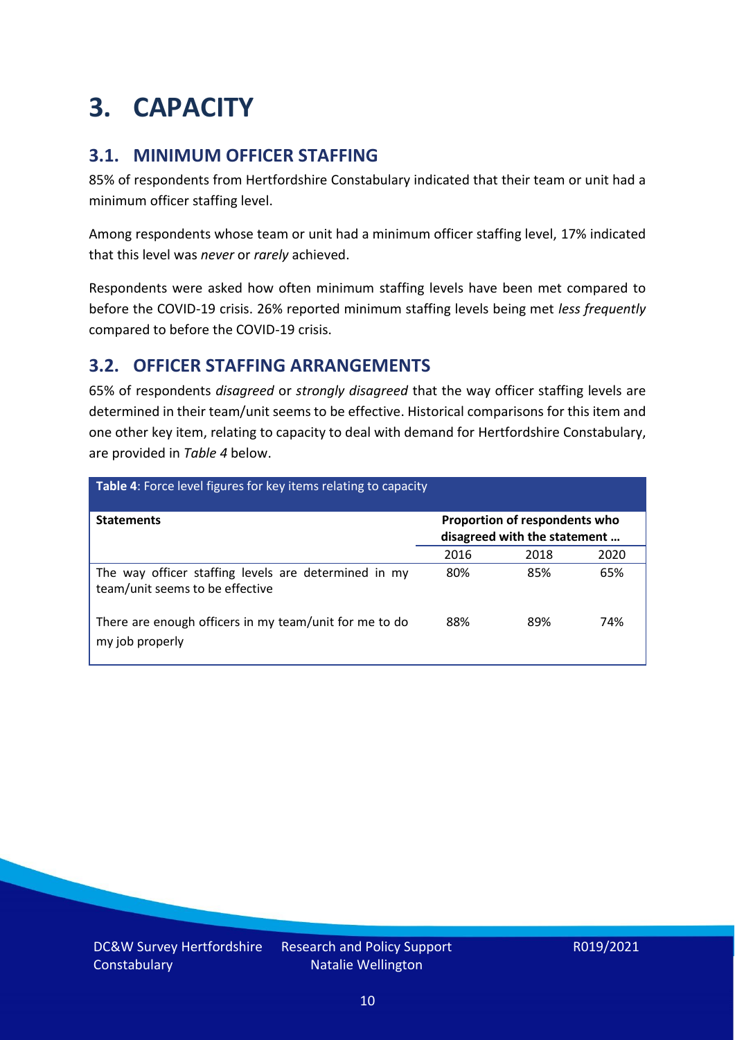# 3. CAPACITY

## 3.1. MINIMUM OFFICER STAFFING

85% of respondents from Hertfordshire Constabulary indicated that their team or unit had a minimum officer staffing level.

Among respondents whose team or unit had a minimum officer staffing level, 17% indicated that this level was *never* or *rarely* achieved.

Respondents were asked how often minimum staffing levels have been met compared to before the COVID-19 crisis. 26% reported minimum staffing levels being met *less frequently* compared to before the COVID-19 crisis.

## 3.2. OFFICER STAFFING ARRANGEMENTS

65% of respondents *disagreed* or *strongly disagreed* that the way officer staffing levels are determined in their team/unit seems to be effective. Historical comparisons for this item and one other key item, relating to capacity to deal with demand for Hertfordshire Constabulary, are provided in *Table 4* below.

**Table 4**: Force level figures for key items relating to capacity

| Statements | Proportion of respondents who disagreed with the statement … | | |
|---|---|---|---|
| | 2016 | 2018 | 2020 |
| The way officer staffing levels are determined in my team/unit seems to be effective | 80% | 85% | 65% |
| There are enough officers in my team/unit for me to do my job properly | 88% | 89% | 74% |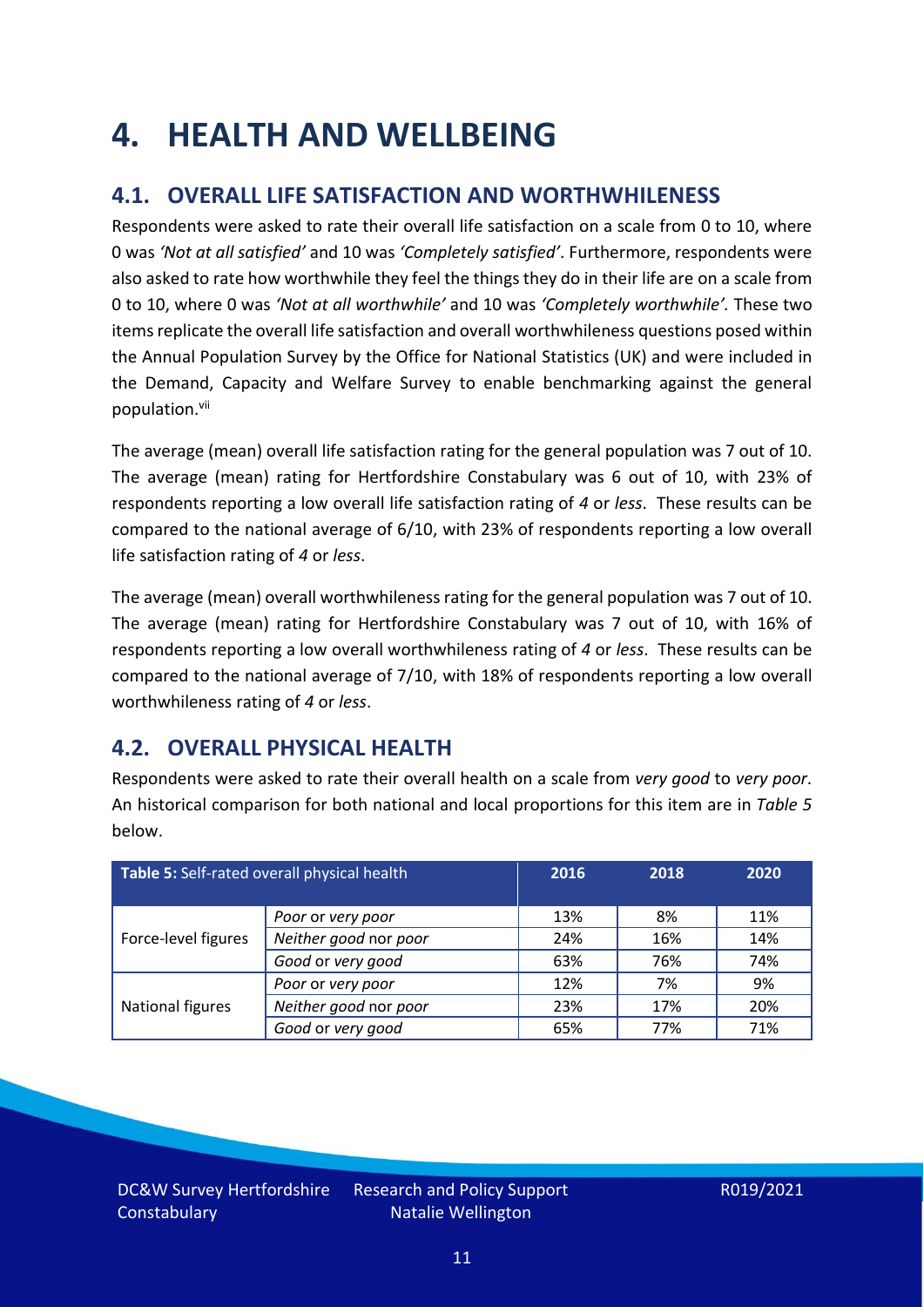# 4. HEALTH AND WELLBEING

## 4.1. OVERALL LIFE SATISFACTION AND WORTHWHILENESS

Respondents were asked to rate their overall life satisfaction on a scale from 0 to 10, where 0 was *'Not at all satisfied'* and 10 was *'Completely satisfied'*. Furthermore, respondents were also asked to rate how worthwhile they feel the things they do in their life are on a scale from 0 to 10, where 0 was *'Not at all worthwhile'* and 10 was *'Completely worthwhile'.* These two items replicate the overall life satisfaction and overall worthwhileness questions posed within the Annual Population Survey by the Office for National Statistics (UK) and were included in the Demand, Capacity and Welfare Survey to enable benchmarking against the general population.[vii]

The average (mean) overall life satisfaction rating for the general population was 7 out of 10. The average (mean) rating for Hertfordshire Constabulary was 6 out of 10, with 23% of respondents reporting a low overall life satisfaction rating of *4* or *less*. These results can be compared to the national average of 6/10, with 23% of respondents reporting a low overall life satisfaction rating of *4* or *less*.

The average (mean) overall worthwhileness rating for the general population was 7 out of 10. The average (mean) rating for Hertfordshire Constabulary was 7 out of 10, with 16% of respondents reporting a low overall worthwhileness rating of *4* or *less*. These results can be compared to the national average of 7/10, with 18% of respondents reporting a low overall worthwhileness rating of *4* or *less*.

## 4.2. OVERALL PHYSICAL HEALTH

Respondents were asked to rate their overall health on a scale from *very good* to *very poor*. An historical comparison for both national and local proportions for this item are in *Table 5* below.

| **Table 5:** Self-rated overall physical health | | 2016 | 2018 | 2020 |
|---|---|---|---|---|
| Force-level figures | *Poor* or *very poor* | 13% | 8% | 11% |
| | *Neither good* nor *poor* | 24% | 16% | 14% |
| | *Good* or *very good* | 63% | 76% | 74% |
| National figures | *Poor* or *very poor* | 12% | 7% | 9% |
| | *Neither good* nor *poor* | 23% | 17% | 20% |
| | *Good* or *very good* | 65% | 77% | 71% |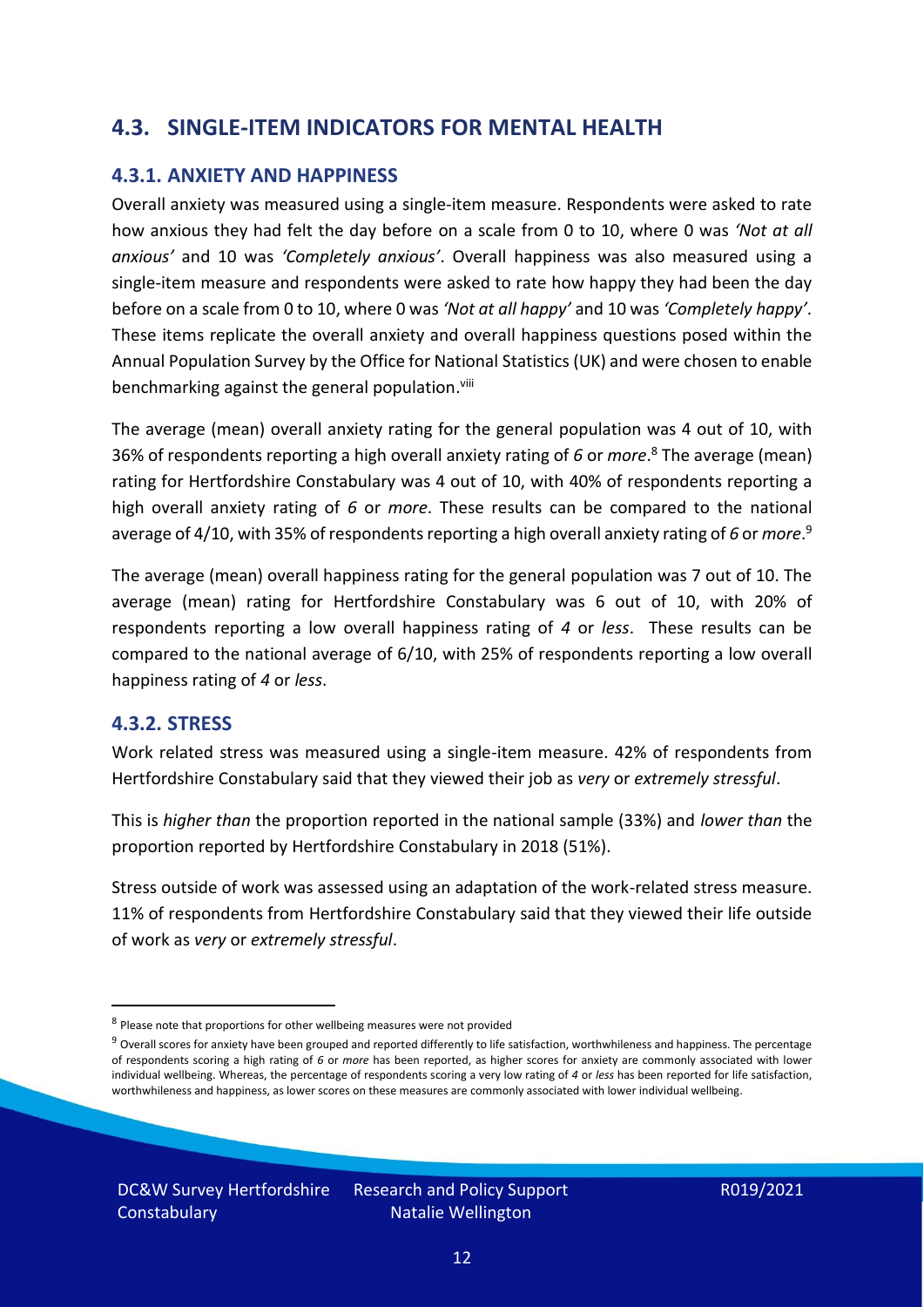## 4.3. SINGLE-ITEM INDICATORS FOR MENTAL HEALTH

### 4.3.1. ANXIETY AND HAPPINESS

Overall anxiety was measured using a single-item measure. Respondents were asked to rate how anxious they had felt the day before on a scale from 0 to 10, where 0 was *'Not at all anxious'* and 10 was *'Completely anxious'*. Overall happiness was also measured using a single-item measure and respondents were asked to rate how happy they had been the day before on a scale from 0 to 10, where 0 was *'Not at all happy'* and 10 was *'Completely happy'*. These items replicate the overall anxiety and overall happiness questions posed within the Annual Population Survey by the Office for National Statistics (UK) and were chosen to enable benchmarking against the general population.[viii]

The average (mean) overall anxiety rating for the general population was 4 out of 10, with 36% of respondents reporting a high overall anxiety rating of *6* or *more*.[8] The average (mean) rating for Hertfordshire Constabulary was 4 out of 10, with 40% of respondents reporting a high overall anxiety rating of *6* or *more*. These results can be compared to the national average of 4/10, with 35% of respondents reporting a high overall anxiety rating of *6* or *more*.[9]

The average (mean) overall happiness rating for the general population was 7 out of 10. The average (mean) rating for Hertfordshire Constabulary was 6 out of 10, with 20% of respondents reporting a low overall happiness rating of *4* or *less*. These results can be compared to the national average of 6/10, with 25% of respondents reporting a low overall happiness rating of *4* or *less*.

### 4.3.2. STRESS

Work related stress was measured using a single-item measure. 42% of respondents from Hertfordshire Constabulary said that they viewed their job as *very* or *extremely stressful*.

This is *higher than* the proportion reported in the national sample (33%) and *lower than* the proportion reported by Hertfordshire Constabulary in 2018 (51%).

Stress outside of work was assessed using an adaptation of the work-related stress measure. 11% of respondents from Hertfordshire Constabulary said that they viewed their life outside of work as *very* or *extremely stressful*.

[8] Please note that proportions for other wellbeing measures were not provided

[9] Overall scores for anxiety have been grouped and reported differently to life satisfaction, worthwhileness and happiness. The percentage of respondents scoring a high rating of *6* or *more* has been reported, as higher scores for anxiety are commonly associated with lower individual wellbeing. Whereas, the percentage of respondents scoring a very low rating of *4* or *less* has been reported for life satisfaction, worthwhileness and happiness, as lower scores on these measures are commonly associated with lower individual wellbeing.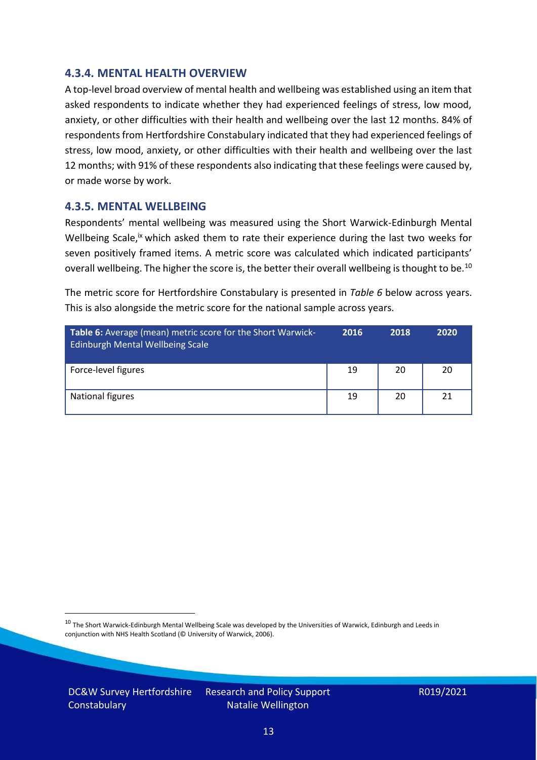### 4.3.4. MENTAL HEALTH OVERVIEW

A top-level broad overview of mental health and wellbeing was established using an item that asked respondents to indicate whether they had experienced feelings of stress, low mood, anxiety, or other difficulties with their health and wellbeing over the last 12 months. 84% of respondents from Hertfordshire Constabulary indicated that they had experienced feelings of stress, low mood, anxiety, or other difficulties with their health and wellbeing over the last 12 months; with 91% of these respondents also indicating that these feelings were caused by, or made worse by work.

### 4.3.5. MENTAL WELLBEING

Respondents' mental wellbeing was measured using the Short Warwick-Edinburgh Mental Wellbeing Scale,[ix] which asked them to rate their experience during the last two weeks for seven positively framed items. A metric score was calculated which indicated participants' overall wellbeing. The higher the score is, the better their overall wellbeing is thought to be.[10]

The metric score for Hertfordshire Constabulary is presented in *Table 6* below across years. This is also alongside the metric score for the national sample across years.

| **Table 6:** Average (mean) metric score for the Short Warwick-Edinburgh Mental Wellbeing Scale | 2016 | 2018 | 2020 |
|---|---|---|---|
| Force-level figures | 19 | 20 | 20 |
| National figures | 19 | 20 | 21 |

[10] The Short Warwick-Edinburgh Mental Wellbeing Scale was developed by the Universities of Warwick, Edinburgh and Leeds in conjunction with NHS Health Scotland (© University of Warwick, 2006).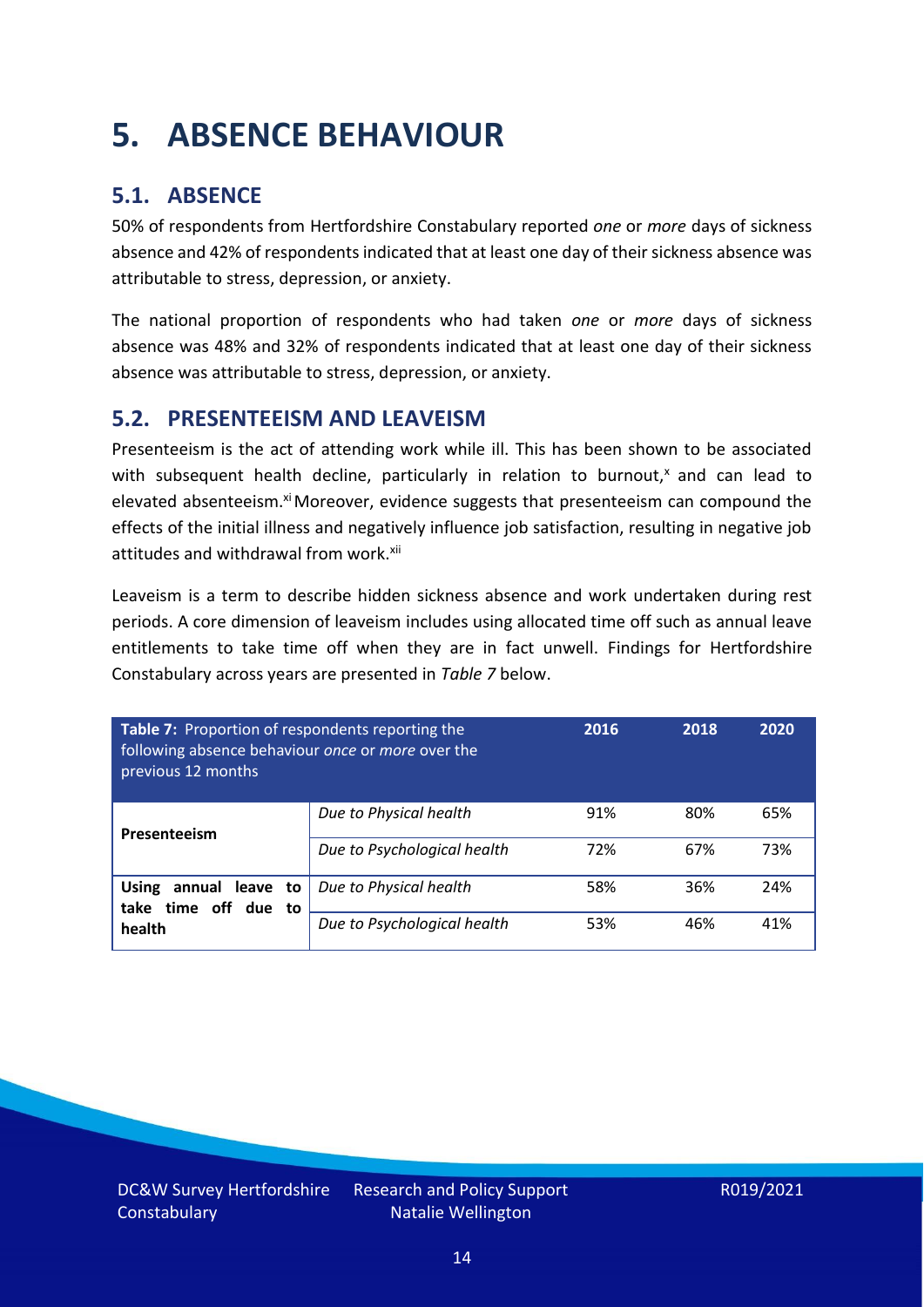# 5. ABSENCE BEHAVIOUR

## 5.1. ABSENCE

50% of respondents from Hertfordshire Constabulary reported *one* or *more* days of sickness absence and 42% of respondents indicated that at least one day of their sickness absence was attributable to stress, depression, or anxiety.

The national proportion of respondents who had taken *one* or *more* days of sickness absence was 48% and 32% of respondents indicated that at least one day of their sickness absence was attributable to stress, depression, or anxiety.

## 5.2. PRESENTEEISM AND LEAVEISM

Presenteeism is the act of attending work while ill. This has been shown to be associated with subsequent health decline, particularly in relation to burnout,[x] and can lead to elevated absenteeism.[xi] Moreover, evidence suggests that presenteeism can compound the effects of the initial illness and negatively influence job satisfaction, resulting in negative job attitudes and withdrawal from work.[xii]

Leaveism is a term to describe hidden sickness absence and work undertaken during rest periods. A core dimension of leaveism includes using allocated time off such as annual leave entitlements to take time off when they are in fact unwell. Findings for Hertfordshire Constabulary across years are presented in *Table 7* below.

| **Table 7:** Proportion of respondents reporting the following absence behaviour *once* or *more* over the previous 12 months | | 2016 | 2018 | 2020 |
|---|---|---|---|---|
| **Presenteeism** | *Due to Physical health* | 91% | 80% | 65% |
| | *Due to Psychological health* | 72% | 67% | 73% |
| **Using annual leave to take time off due to health** | *Due to Physical health* | 58% | 36% | 24% |
| | *Due to Psychological health* | 53% | 46% | 41% |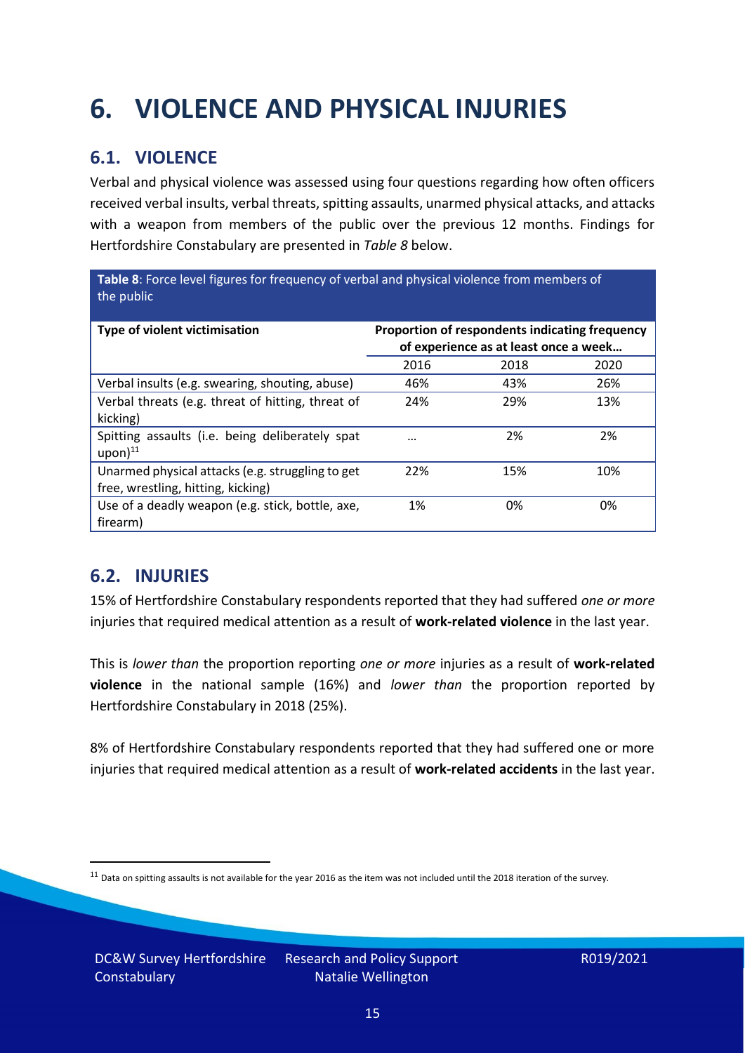# 6. VIOLENCE AND PHYSICAL INJURIES

## 6.1. VIOLENCE

Verbal and physical violence was assessed using four questions regarding how often officers received verbal insults, verbal threats, spitting assaults, unarmed physical attacks, and attacks with a weapon from members of the public over the previous 12 months. Findings for Hertfordshire Constabulary are presented in *Table 8* below.

**Table 8**: Force level figures for frequency of verbal and physical violence from members of the public

| Type of violent victimisation | Proportion of respondents indicating frequency of experience as at least once a week… | | |
|---|---|---|---|
| | 2016 | 2018 | 2020 |
| Verbal insults (e.g. swearing, shouting, abuse) | 46% | 43% | 26% |
| Verbal threats (e.g. threat of hitting, threat of kicking) | 24% | 29% | 13% |
| Spitting assaults (i.e. being deliberately spat upon)[11] | … | 2% | 2% |
| Unarmed physical attacks (e.g. struggling to get free, wrestling, hitting, kicking) | 22% | 15% | 10% |
| Use of a deadly weapon (e.g. stick, bottle, axe, firearm) | 1% | 0% | 0% |

## 6.2. INJURIES

15% of Hertfordshire Constabulary respondents reported that they had suffered *one or more* injuries that required medical attention as a result of **work-related violence** in the last year.

This is *lower than* the proportion reporting *one or more* injuries as a result of **work-related violence** in the national sample (16%) and *lower than* the proportion reported by Hertfordshire Constabulary in 2018 (25%).

8% of Hertfordshire Constabulary respondents reported that they had suffered one or more injuries that required medical attention as a result of **work-related accidents** in the last year.

[11] Data on spitting assaults is not available for the year 2016 as the item was not included until the 2018 iteration of the survey.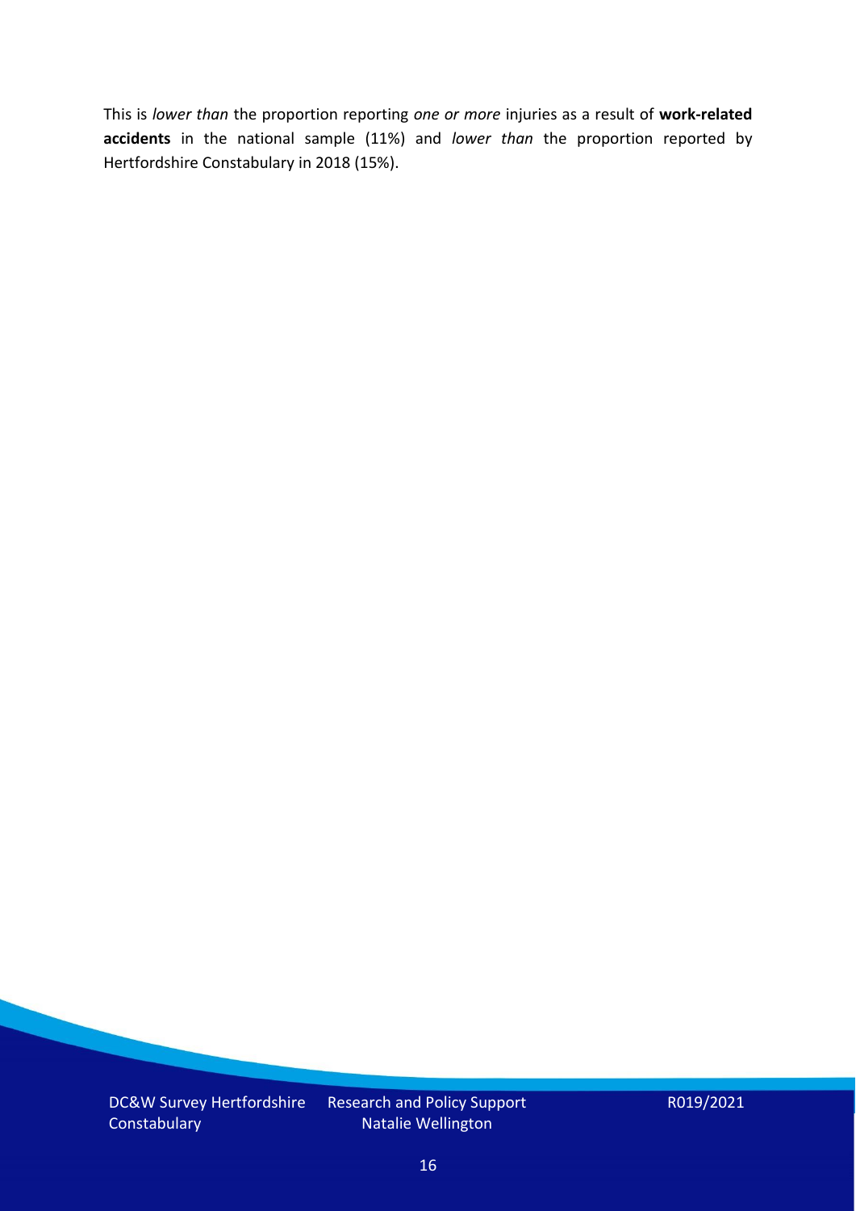This is *lower than* the proportion reporting *one or more* injuries as a result of **work-related accidents** in the national sample (11%) and *lower than* the proportion reported by Hertfordshire Constabulary in 2018 (15%).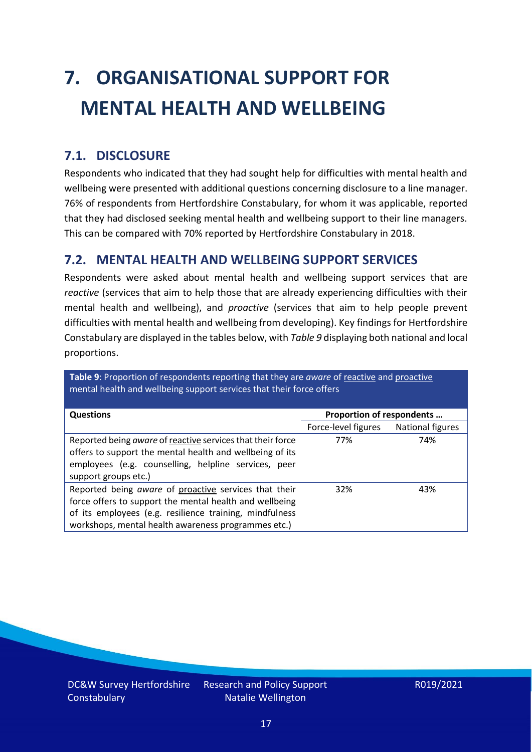# 7. ORGANISATIONAL SUPPORT FOR MENTAL HEALTH AND WELLBEING

## 7.1. DISCLOSURE

Respondents who indicated that they had sought help for difficulties with mental health and wellbeing were presented with additional questions concerning disclosure to a line manager. 76% of respondents from Hertfordshire Constabulary, for whom it was applicable, reported that they had disclosed seeking mental health and wellbeing support to their line managers. This can be compared with 70% reported by Hertfordshire Constabulary in 2018.

## 7.2. MENTAL HEALTH AND WELLBEING SUPPORT SERVICES

Respondents were asked about mental health and wellbeing support services that are *reactive* (services that aim to help those that are already experiencing difficulties with their mental health and wellbeing), and *proactive* (services that aim to help people prevent difficulties with mental health and wellbeing from developing). Key findings for Hertfordshire Constabulary are displayed in the tables below, with *Table 9* displaying both national and local proportions.

**Table 9**: Proportion of respondents reporting that they are *aware* of reactive and proactive mental health and wellbeing support services that their force offers

| Questions | Proportion of respondents … | |
|---|---|---|
| | Force-level figures | National figures |
| Reported being *aware* of reactive services that their force offers to support the mental health and wellbeing of its employees (e.g. counselling, helpline services, peer support groups etc.) | 77% | 74% |
| Reported being *aware* of proactive services that their force offers to support the mental health and wellbeing of its employees (e.g. resilience training, mindfulness workshops, mental health awareness programmes etc.) | 32% | 43% |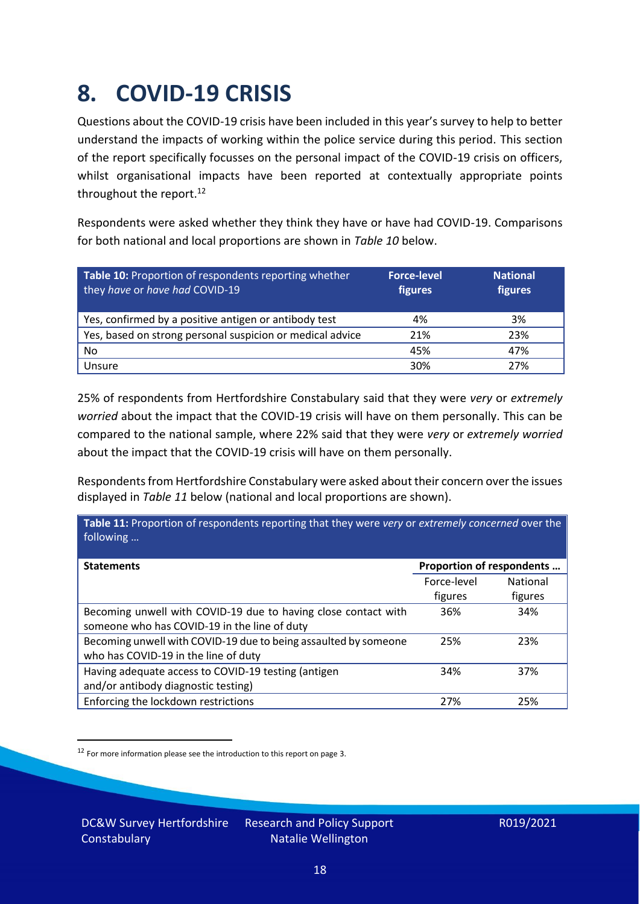# 8. COVID-19 CRISIS

Questions about the COVID-19 crisis have been included in this year's survey to help to better understand the impacts of working within the police service during this period. This section of the report specifically focusses on the personal impact of the COVID-19 crisis on officers, whilst organisational impacts have been reported at contextually appropriate points throughout the report.[12]

Respondents were asked whether they think they have or have had COVID-19. Comparisons for both national and local proportions are shown in *Table 10* below.

| **Table 10:** Proportion of respondents reporting whether they *have* or *have had* COVID-19 | **Force-level figures** | **National figures** |
|---|---|---|
| Yes, confirmed by a positive antigen or antibody test | 4% | 3% |
| Yes, based on strong personal suspicion or medical advice | 21% | 23% |
| No | 45% | 47% |
| Unsure | 30% | 27% |

25% of respondents from Hertfordshire Constabulary said that they were *very* or *extremely worried* about the impact that the COVID-19 crisis will have on them personally. This can be compared to the national sample, where 22% said that they were *very* or *extremely worried* about the impact that the COVID-19 crisis will have on them personally.

Respondents from Hertfordshire Constabulary were asked about their concern over the issues displayed in *Table 11* below (national and local proportions are shown).

**Table 11:** Proportion of respondents reporting that they were *very* or *extremely concerned* over the following …

| **Statements** | **Proportion of respondents …** | |
|---|---|---|
| | Force-level figures | National figures |
| Becoming unwell with COVID-19 due to having close contact with someone who has COVID-19 in the line of duty | 36% | 34% |
| Becoming unwell with COVID-19 due to being assaulted by someone who has COVID-19 in the line of duty | 25% | 23% |
| Having adequate access to COVID-19 testing (antigen and/or antibody diagnostic testing) | 34% | 37% |
| Enforcing the lockdown restrictions | 27% | 25% |

[12] For more information please see the introduction to this report on page 3.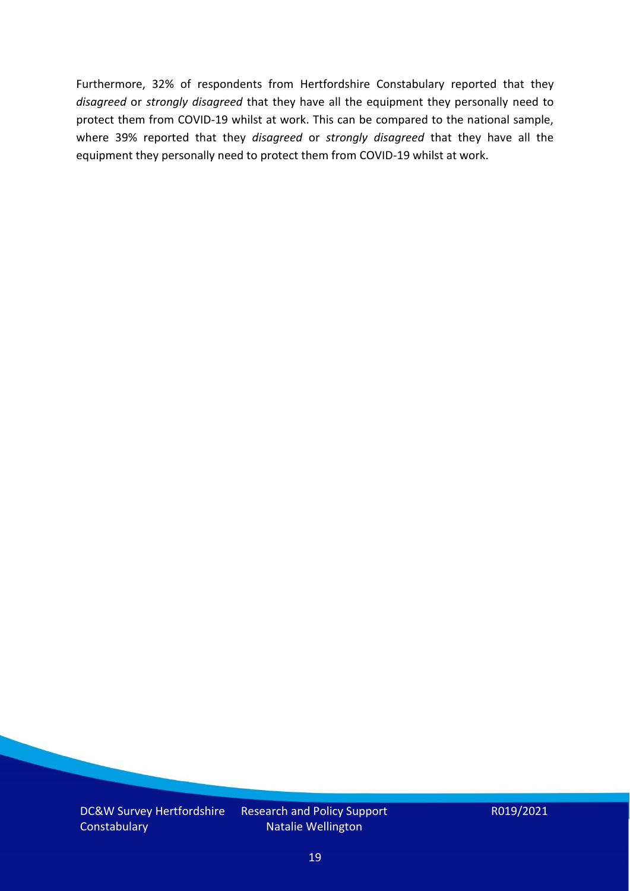Furthermore, 32% of respondents from Hertfordshire Constabulary reported that they *disagreed* or *strongly disagreed* that they have all the equipment they personally need to protect them from COVID-19 whilst at work. This can be compared to the national sample, where 39% reported that they *disagreed* or *strongly disagreed* that they have all the equipment they personally need to protect them from COVID-19 whilst at work.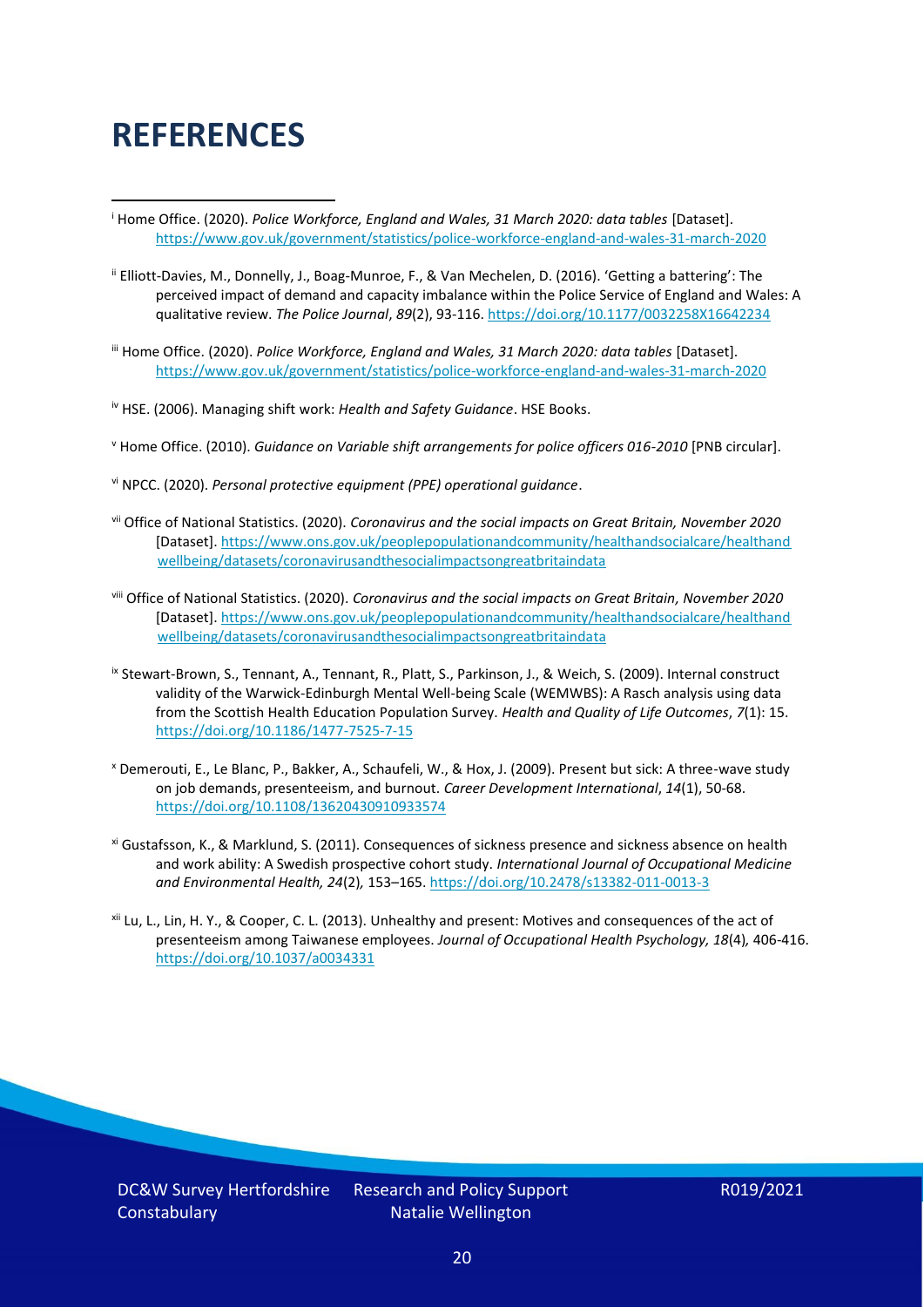# REFERENCES

[i] Home Office. (2020). *Police Workforce, England and Wales, 31 March 2020: data tables* [Dataset]. https://www.gov.uk/government/statistics/police-workforce-england-and-wales-31-march-2020

[ii] Elliott-Davies, M., Donnelly, J., Boag-Munroe, F., & Van Mechelen, D. (2016). 'Getting a battering': The perceived impact of demand and capacity imbalance within the Police Service of England and Wales: A qualitative review. *The Police Journal*, *89*(2), 93-116. https://doi.org/10.1177/0032258X16642234

[iii] Home Office. (2020). *Police Workforce, England and Wales, 31 March 2020: data tables* [Dataset]. https://www.gov.uk/government/statistics/police-workforce-england-and-wales-31-march-2020

[iv] HSE. (2006). Managing shift work: *Health and Safety Guidance*. HSE Books.

[v] Home Office. (2010). *Guidance on Variable shift arrangements for police officers 016-2010* [PNB circular].

[vi] NPCC. (2020). *Personal protective equipment (PPE) operational guidance*.

[vii] Office of National Statistics. (2020). *Coronavirus and the social impacts on Great Britain, November 2020* [Dataset]. https://www.ons.gov.uk/peoplepopulationandcommunity/healthandsocialcare/healthandwellbeing/datasets/coronavirusandthesocialimpactsongreatbritaindata

[viii] Office of National Statistics. (2020). *Coronavirus and the social impacts on Great Britain, November 2020* [Dataset]. https://www.ons.gov.uk/peoplepopulationandcommunity/healthandsocialcare/healthandwellbeing/datasets/coronavirusandthesocialimpactsongreatbritaindata

[ix] Stewart-Brown, S., Tennant, A., Tennant, R., Platt, S., Parkinson, J., & Weich, S. (2009). Internal construct validity of the Warwick-Edinburgh Mental Well-being Scale (WEMWBS): A Rasch analysis using data from the Scottish Health Education Population Survey. *Health and Quality of Life Outcomes*, *7*(1): 15. https://doi.org/10.1186/1477-7525-7-15

[x] Demerouti, E., Le Blanc, P., Bakker, A., Schaufeli, W., & Hox, J. (2009). Present but sick: A three-wave study on job demands, presenteeism, and burnout. *Career Development International*, *14*(1), 50-68. https://doi.org/10.1108/13620430910933574

[xi] Gustafsson, K., & Marklund, S. (2011). Consequences of sickness presence and sickness absence on health and work ability: A Swedish prospective cohort study. *International Journal of Occupational Medicine and Environmental Health, 24*(2)*,* 153–165. https://doi.org/10.2478/s13382-011-0013-3

[xii] Lu, L., Lin, H. Y., & Cooper, C. L. (2013). Unhealthy and present: Motives and consequences of the act of presenteeism among Taiwanese employees. *Journal of Occupational Health Psychology, 18*(4)*,* 406-416. https://doi.org/10.1037/a0034331